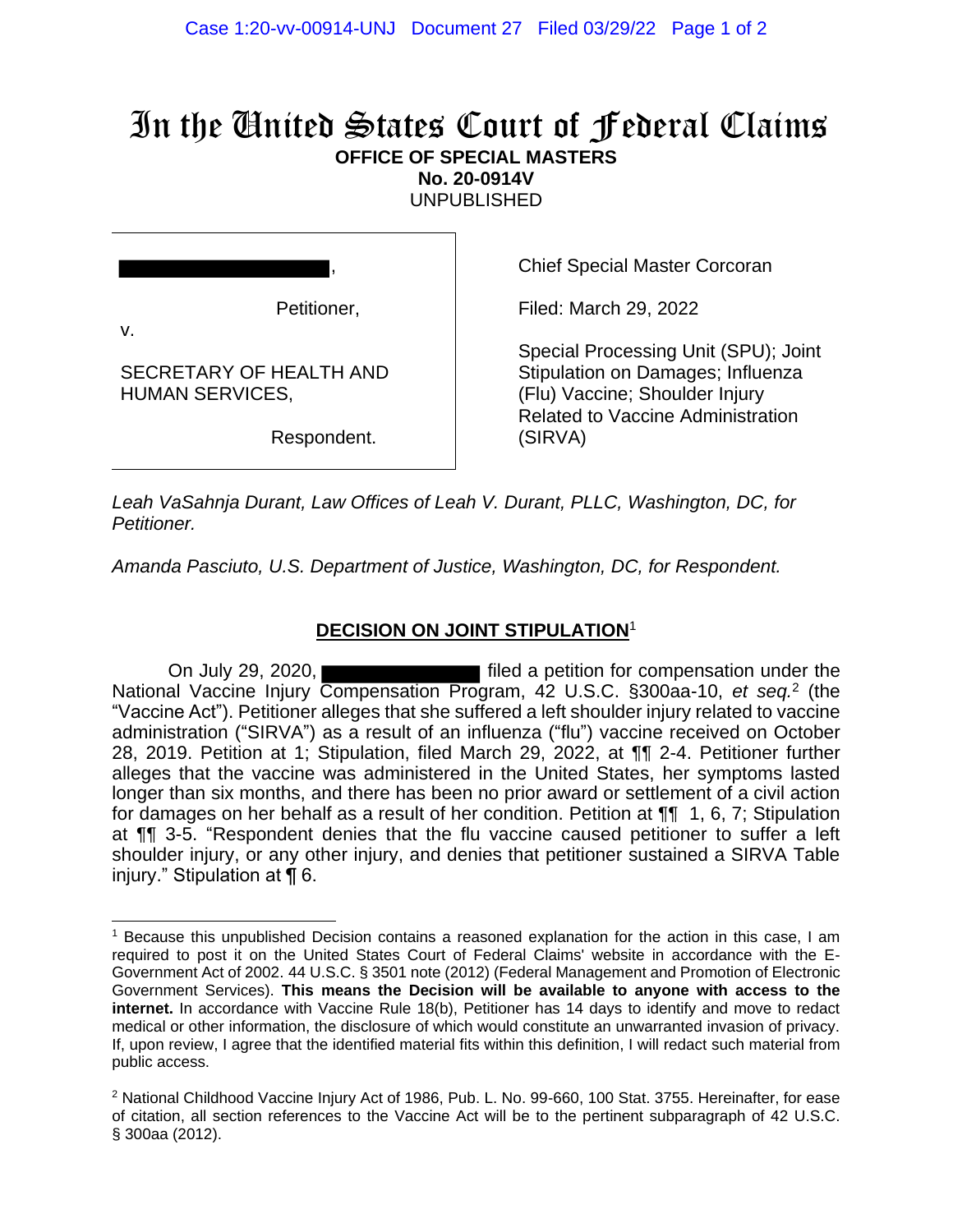# In the United States Court of Federal Claims

**OFFICE OF SPECIAL MASTERS**
**No. 20-0914V**
UNPUBLISHED

█████████████████,

Petitioner,

v.

SECRETARY OF HEALTH AND HUMAN SERVICES,

Respondent.

Chief Special Master Corcoran

Filed: March 29, 2022

Special Processing Unit (SPU); Joint Stipulation on Damages; Influenza (Flu) Vaccine; Shoulder Injury Related to Vaccine Administration (SIRVA)

*Leah VaSahnja Durant, Law Offices of Leah V. Durant, PLLC, Washington, DC, for Petitioner.*

*Amanda Pasciuto, U.S. Department of Justice, Washington, DC, for Respondent.*

## DECISION ON JOINT STIPULATION[1]

On July 29, 2020, ███████████ filed a petition for compensation under the National Vaccine Injury Compensation Program, 42 U.S.C. §300aa-10, *et seq.*[2] (the "Vaccine Act"). Petitioner alleges that she suffered a left shoulder injury related to vaccine administration ("SIRVA") as a result of an influenza ("flu") vaccine received on October 28, 2019. Petition at 1; Stipulation, filed March 29, 2022, at ¶¶ 2-4. Petitioner further alleges that the vaccine was administered in the United States, her symptoms lasted longer than six months, and there has been no prior award or settlement of a civil action for damages on her behalf as a result of her condition. Petition at ¶¶ 1, 6, 7; Stipulation at ¶¶ 3-5. "Respondent denies that the flu vaccine caused petitioner to suffer a left shoulder injury, or any other injury, and denies that petitioner sustained a SIRVA Table injury." Stipulation at ¶ 6.

---

[1] Because this unpublished Decision contains a reasoned explanation for the action in this case, I am required to post it on the United States Court of Federal Claims' website in accordance with the E-Government Act of 2002. 44 U.S.C. § 3501 note (2012) (Federal Management and Promotion of Electronic Government Services). **This means the Decision will be available to anyone with access to the internet.** In accordance with Vaccine Rule 18(b), Petitioner has 14 days to identify and move to redact medical or other information, the disclosure of which would constitute an unwarranted invasion of privacy. If, upon review, I agree that the identified material fits within this definition, I will redact such material from public access.

[2] National Childhood Vaccine Injury Act of 1986, Pub. L. No. 99-660, 100 Stat. 3755. Hereinafter, for ease of citation, all section references to the Vaccine Act will be to the pertinent subparagraph of 42 U.S.C. § 300aa (2012).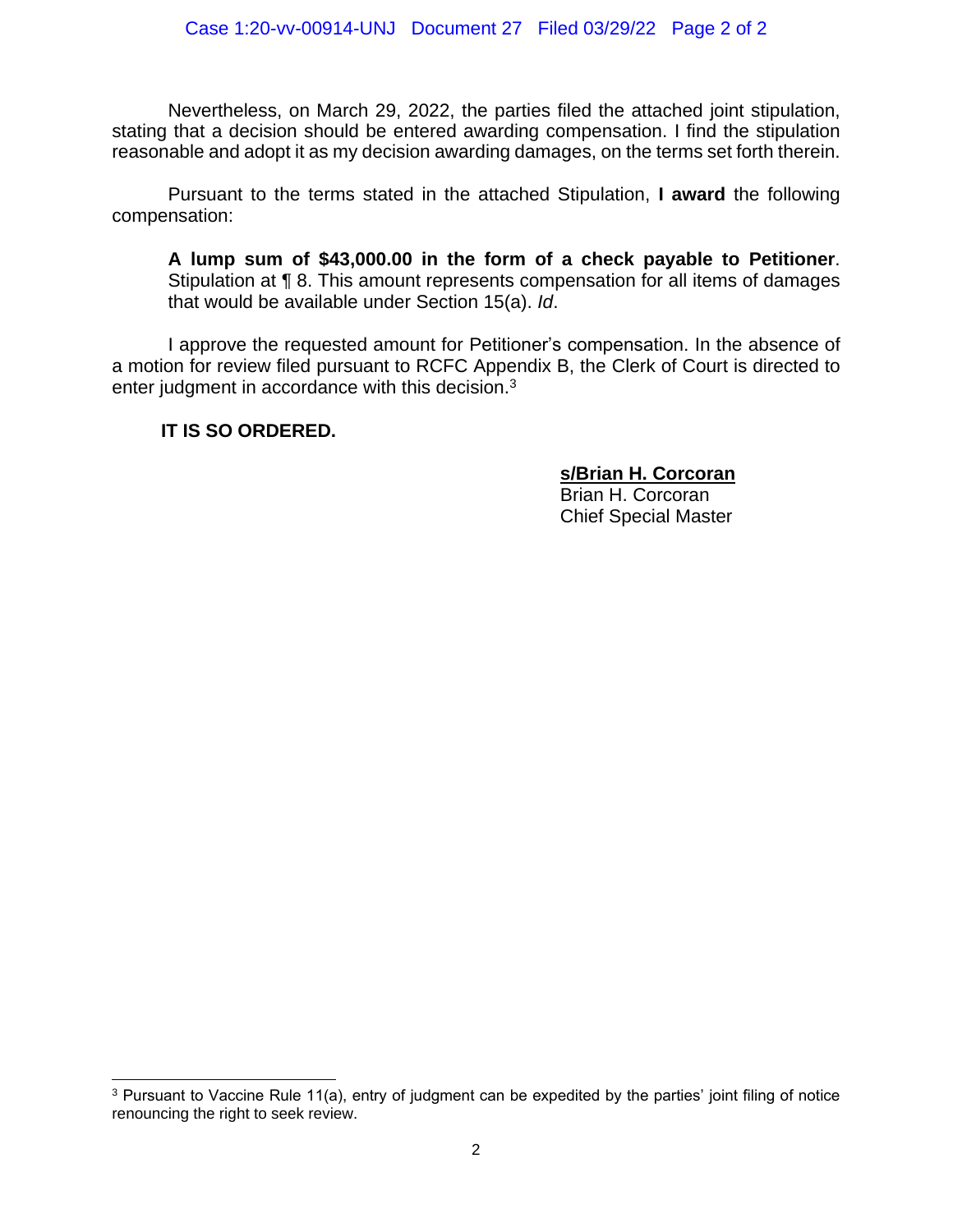Nevertheless, on March 29, 2022, the parties filed the attached joint stipulation, stating that a decision should be entered awarding compensation. I find the stipulation reasonable and adopt it as my decision awarding damages, on the terms set forth therein.

Pursuant to the terms stated in the attached Stipulation, **I award** the following compensation:

> **A lump sum of $43,000.00 in the form of a check payable to Petitioner**. Stipulation at ¶ 8. This amount represents compensation for all items of damages that would be available under Section 15(a). *Id*.

I approve the requested amount for Petitioner's compensation. In the absence of a motion for review filed pursuant to RCFC Appendix B, the Clerk of Court is directed to enter judgment in accordance with this decision.[3]

**IT IS SO ORDERED.**

**s/Brian H. Corcoran**
Brian H. Corcoran
Chief Special Master

---

[3] Pursuant to Vaccine Rule 11(a), entry of judgment can be expedited by the parties' joint filing of notice renouncing the right to seek review.